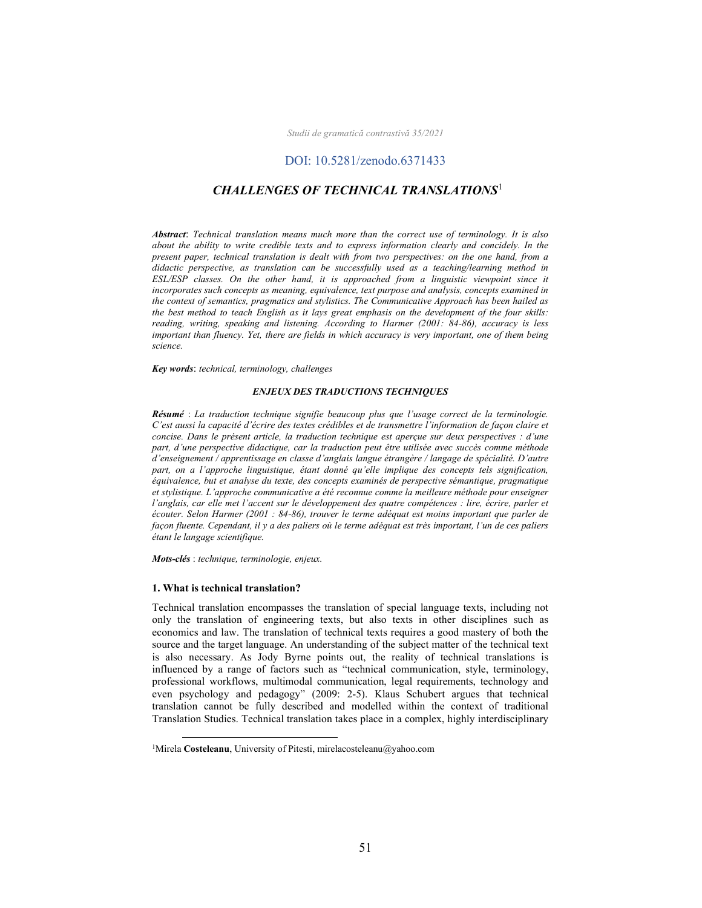DOI: 10.5281/zenodo.6371433

# *CHALLENGES OF TECHNICAL TRANSLATIONS*[1]

***Abstract***: *Technical translation means much more than the correct use of terminology. It is also about the ability to write credible texts and to express information clearly and concidely. In the present paper, technical translation is dealt with from two perspectives: on the one hand, from a didactic perspective, as translation can be successfully used as a teaching/learning method in ESL/ESP classes. On the other hand, it is approached from a linguistic viewpoint since it incorporates such concepts as meaning, equivalence, text purpose and analysis, concepts examined in the context of semantics, pragmatics and stylistics. The Communicative Approach has been hailed as the best method to teach English as it lays great emphasis on the development of the four skills: reading, writing, speaking and listening. According to Harmer (2001: 84-86), accuracy is less important than fluency. Yet, there are fields in which accuracy is very important, one of them being science.*

***Key words***: *technical, terminology, challenges*

***ENJEUX DES TRADUCTIONS TECHNIQUES***

***Résumé*** : *La traduction technique signifie beaucoup plus que l'usage correct de la terminologie. C'est aussi la capacité d'écrire des textes crédibles et de transmettre l'information de façon claire et concise. Dans le présent article, la traduction technique est aperçue sur deux perspectives : d'une part, d'une perspective didactique, car la traduction peut être utilisée avec succès comme méthode d'enseignement / apprentissage en classe d'anglais langue étrangère / langage de spécialité. D'autre part, on a l'approche linguistique, étant donné qu'elle implique des concepts tels signification, équivalence, but et analyse du texte, des concepts examinés de perspective sémantique, pragmatique et stylistique. L'approche communicative a été reconnue comme la meilleure méthode pour enseigner l'anglais, car elle met l'accent sur le développement des quatre compétences : lire, écrire, parler et écouter. Selon Harmer (2001 : 84-86), trouver le terme adéquat est moins important que parler de façon fluente. Cependant, il y a des paliers où le terme adéquat est très important, l'un de ces paliers étant le langage scientifique.*

***Mots-clés*** : *technique, terminologie, enjeux.*

## 1. What is technical translation?

Technical translation encompasses the translation of special language texts, including not only the translation of engineering texts, but also texts in other disciplines such as economics and law. The translation of technical texts requires a good mastery of both the source and the target language. An understanding of the subject matter of the technical text is also necessary. As Jody Byrne points out, the reality of technical translations is influenced by a range of factors such as "technical communication, style, terminology, professional workflows, multimodal communication, legal requirements, technology and even psychology and pedagogy" (2009: 2-5). Klaus Schubert argues that technical translation cannot be fully described and modelled within the context of traditional Translation Studies. Technical translation takes place in a complex, highly interdisciplinary

[1]Mirela **Costeleanu**, University of Pitesti, mirelacosteleanu@yahoo.com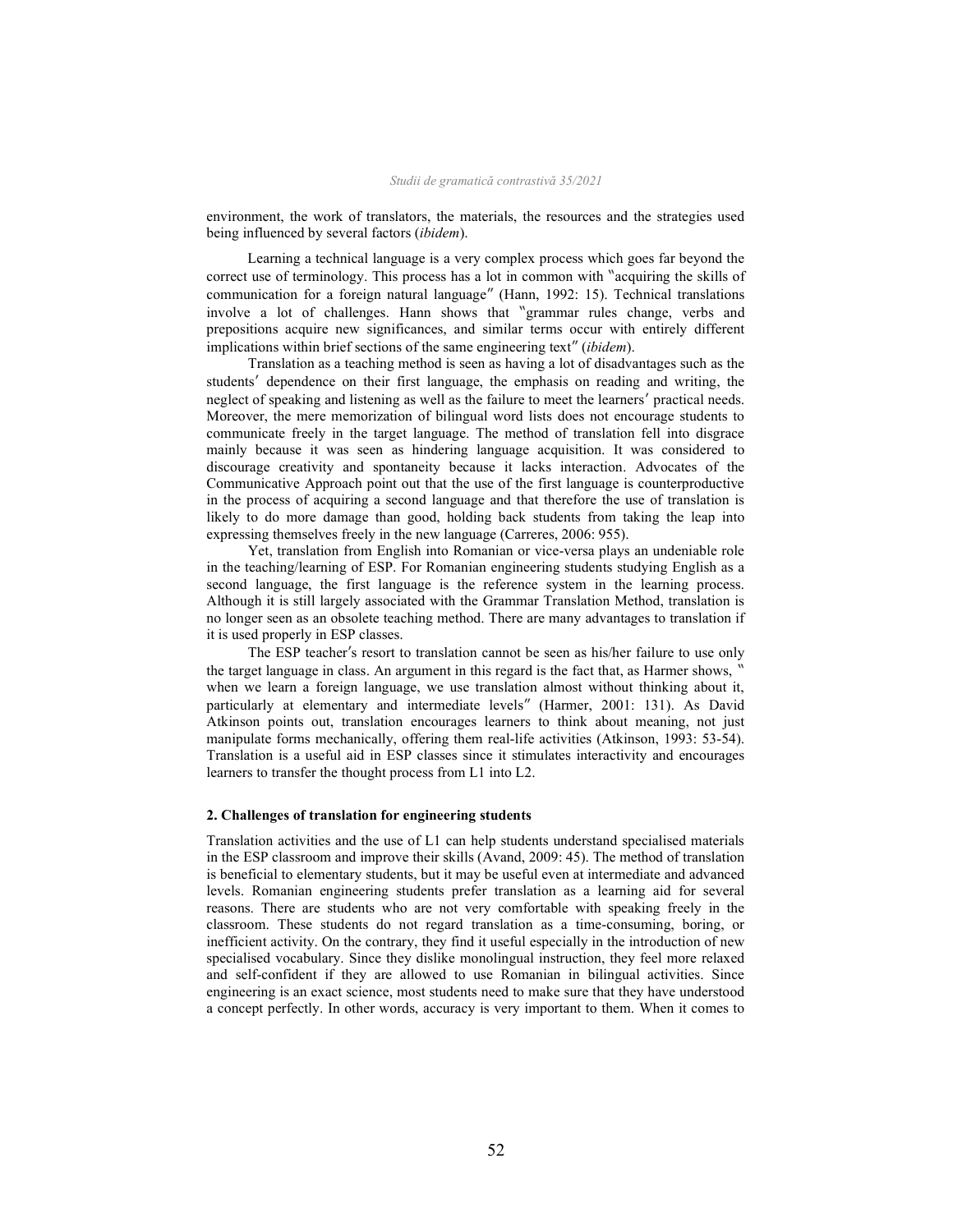environment, the work of translators, the materials, the resources and the strategies used being influenced by several factors (*ibidem*).

Learning a technical language is a very complex process which goes far beyond the correct use of terminology. This process has a lot in common with "acquiring the skills of communication for a foreign natural language" (Hann, 1992: 15). Technical translations involve a lot of challenges. Hann shows that "grammar rules change, verbs and prepositions acquire new significances, and similar terms occur with entirely different implications within brief sections of the same engineering text" (*ibidem*).

Translation as a teaching method is seen as having a lot of disadvantages such as the students' dependence on their first language, the emphasis on reading and writing, the neglect of speaking and listening as well as the failure to meet the learners' practical needs. Moreover, the mere memorization of bilingual word lists does not encourage students to communicate freely in the target language. The method of translation fell into disgrace mainly because it was seen as hindering language acquisition. It was considered to discourage creativity and spontaneity because it lacks interaction. Advocates of the Communicative Approach point out that the use of the first language is counterproductive in the process of acquiring a second language and that therefore the use of translation is likely to do more damage than good, holding back students from taking the leap into expressing themselves freely in the new language (Carreres, 2006: 955).

Yet, translation from English into Romanian or vice-versa plays an undeniable role in the teaching/learning of ESP. For Romanian engineering students studying English as a second language, the first language is the reference system in the learning process. Although it is still largely associated with the Grammar Translation Method, translation is no longer seen as an obsolete teaching method. There are many advantages to translation if it is used properly in ESP classes.

The ESP teacher's resort to translation cannot be seen as his/her failure to use only the target language in class. An argument in this regard is the fact that, as Harmer shows, " when we learn a foreign language, we use translation almost without thinking about it, particularly at elementary and intermediate levels" (Harmer, 2001: 131). As David Atkinson points out, translation encourages learners to think about meaning, not just manipulate forms mechanically, offering them real-life activities (Atkinson, 1993: 53-54). Translation is a useful aid in ESP classes since it stimulates interactivity and encourages learners to transfer the thought process from L1 into L2.

## 2. Challenges of translation for engineering students

Translation activities and the use of L1 can help students understand specialised materials in the ESP classroom and improve their skills (Avand, 2009: 45). The method of translation is beneficial to elementary students, but it may be useful even at intermediate and advanced levels. Romanian engineering students prefer translation as a learning aid for several reasons. There are students who are not very comfortable with speaking freely in the classroom. These students do not regard translation as a time-consuming, boring, or inefficient activity. On the contrary, they find it useful especially in the introduction of new specialised vocabulary. Since they dislike monolingual instruction, they feel more relaxed and self-confident if they are allowed to use Romanian in bilingual activities. Since engineering is an exact science, most students need to make sure that they have understood a concept perfectly. In other words, accuracy is very important to them. When it comes to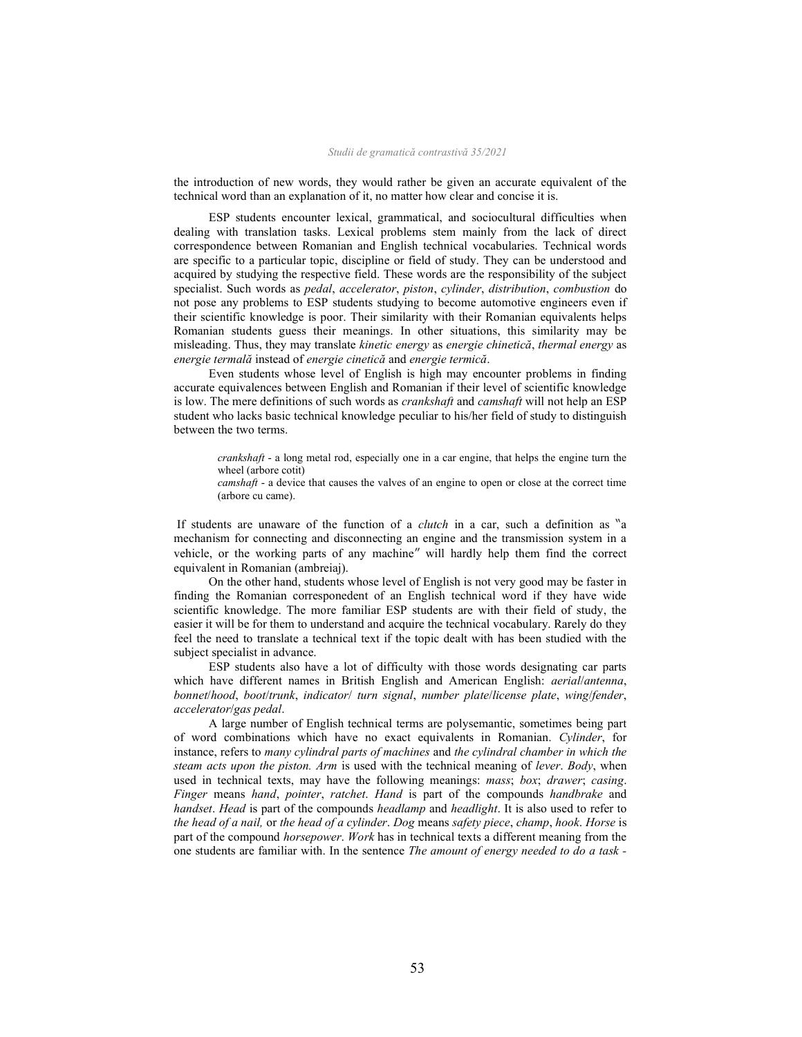the introduction of new words, they would rather be given an accurate equivalent of the technical word than an explanation of it, no matter how clear and concise it is.

ESP students encounter lexical, grammatical, and sociocultural difficulties when dealing with translation tasks. Lexical problems stem mainly from the lack of direct correspondence between Romanian and English technical vocabularies. Technical words are specific to a particular topic, discipline or field of study. They can be understood and acquired by studying the respective field. These words are the responsibility of the subject specialist. Such words as *pedal*, *accelerator*, *piston*, *cylinder*, *distribution*, *combustion* do not pose any problems to ESP students studying to become automotive engineers even if their scientific knowledge is poor. Their similarity with their Romanian equivalents helps Romanian students guess their meanings. In other situations, this similarity may be misleading. Thus, they may translate *kinetic energy* as *energie chinetică*, *thermal energy* as *energie termală* instead of *energie cinetică* and *energie termică*.

Even students whose level of English is high may encounter problems in finding accurate equivalences between English and Romanian if their level of scientific knowledge is low. The mere definitions of such words as *crankshaft* and *camshaft* will not help an ESP student who lacks basic technical knowledge peculiar to his/her field of study to distinguish between the two terms.

> *crankshaft* - a long metal rod, especially one in a car engine, that helps the engine turn the wheel (arbore cotit)
> *camshaft* - a device that causes the valves of an engine to open or close at the correct time (arbore cu came).

If students are unaware of the function of a *clutch* in a car, such a definition as "a mechanism for connecting and disconnecting an engine and the transmission system in a vehicle, or the working parts of any machine" will hardly help them find the correct equivalent in Romanian (ambreiaj).

On the other hand, students whose level of English is not very good may be faster in finding the Romanian corresponedent of an English technical word if they have wide scientific knowledge. The more familiar ESP students are with their field of study, the easier it will be for them to understand and acquire the technical vocabulary. Rarely do they feel the need to translate a technical text if the topic dealt with has been studied with the subject specialist in advance.

ESP students also have a lot of difficulty with those words designating car parts which have different names in British English and American English: *aerial*/*antenna*, *bonnet*/*hood*, *boot*/*trunk*, *indicator*/ *turn signal*, *number plate*/*license plate*, *wing*/*fender*, *accelerator*/*gas pedal*.

A large number of English technical terms are polysemantic, sometimes being part of word combinations which have no exact equivalents in Romanian. *Cylinder*, for instance, refers to *many cylindral parts of machines* and *the cylindral chamber in which the steam acts upon the piston. Arm* is used with the technical meaning of *lever*. *Body*, when used in technical texts, may have the following meanings: *mass*; *box*; *drawer*; *casing*. *Finger* means *hand*, *pointer*, *ratchet*. *Hand* is part of the compounds *handbrake* and *handset*. *Head* is part of the compounds *headlamp* and *headlight*. It is also used to refer to *the head of a nail,* or *the head of a cylinder*. *Dog* means *safety piece*, *champ*, *hook*. *Horse* is part of the compound *horsepower*. *Work* has in technical texts a different meaning from the one students are familiar with. In the sentence *The amount of energy needed to do a task -*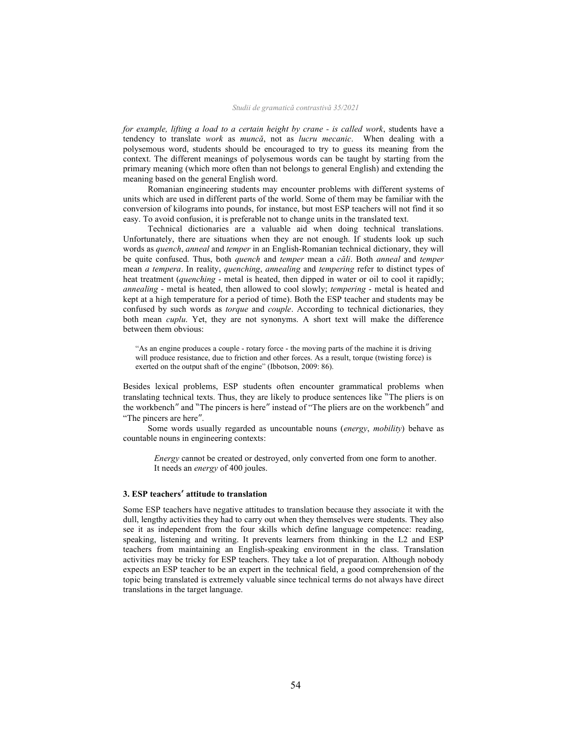*for example, lifting a load to a certain height by crane - is called work*, students have a tendency to translate *work* as *muncă*, not as *lucru mecanic*. When dealing with a polysemous word, students should be encouraged to try to guess its meaning from the context. The different meanings of polysemous words can be taught by starting from the primary meaning (which more often than not belongs to general English) and extending the meaning based on the general English word.

Romanian engineering students may encounter problems with different systems of units which are used in different parts of the world. Some of them may be familiar with the conversion of kilograms into pounds, for instance, but most ESP teachers will not find it so easy. To avoid confusion, it is preferable not to change units in the translated text.

Technical dictionaries are a valuable aid when doing technical translations. Unfortunately, there are situations when they are not enough. If students look up such words as *quench*, *anneal* and *temper* in an English-Romanian technical dictionary, they will be quite confused. Thus, both *quench* and *temper* mean *a căli*. Both *anneal* and *temper* mean *a tempera*. In reality, *quenching*, *annealing* and *tempering* refer to distinct types of heat treatment (*quenching* - metal is heated, then dipped in water or oil to cool it rapidly; *annealing* - metal is heated, then allowed to cool slowly; *tempering* - metal is heated and kept at a high temperature for a period of time). Both the ESP teacher and students may be confused by such words as *torque* and *couple*. According to technical dictionaries, they both mean *cuplu*. Yet, they are not synonyms. A short text will make the difference between them obvious:

> "As an engine produces a couple - rotary force - the moving parts of the machine it is driving will produce resistance, due to friction and other forces. As a result, torque (twisting force) is exerted on the output shaft of the engine" (Ibbotson, 2009: 86).

Besides lexical problems, ESP students often encounter grammatical problems when translating technical texts. Thus, they are likely to produce sentences like "The pliers is on the workbench" and "The pincers is here" instead of "The pliers are on the workbench" and "The pincers are here".

Some words usually regarded as uncountable nouns (*energy*, *mobility*) behave as countable nouns in engineering contexts:

> *Energy* cannot be created or destroyed, only converted from one form to another.
> It needs an *energy* of 400 joules.

### 3. ESP teachers' attitude to translation

Some ESP teachers have negative attitudes to translation because they associate it with the dull, lengthy activities they had to carry out when they themselves were students. They also see it as independent from the four skills which define language competence: reading, speaking, listening and writing. It prevents learners from thinking in the L2 and ESP teachers from maintaining an English-speaking environment in the class. Translation activities may be tricky for ESP teachers. They take a lot of preparation. Although nobody expects an ESP teacher to be an expert in the technical field, a good comprehension of the topic being translated is extremely valuable since technical terms do not always have direct translations in the target language.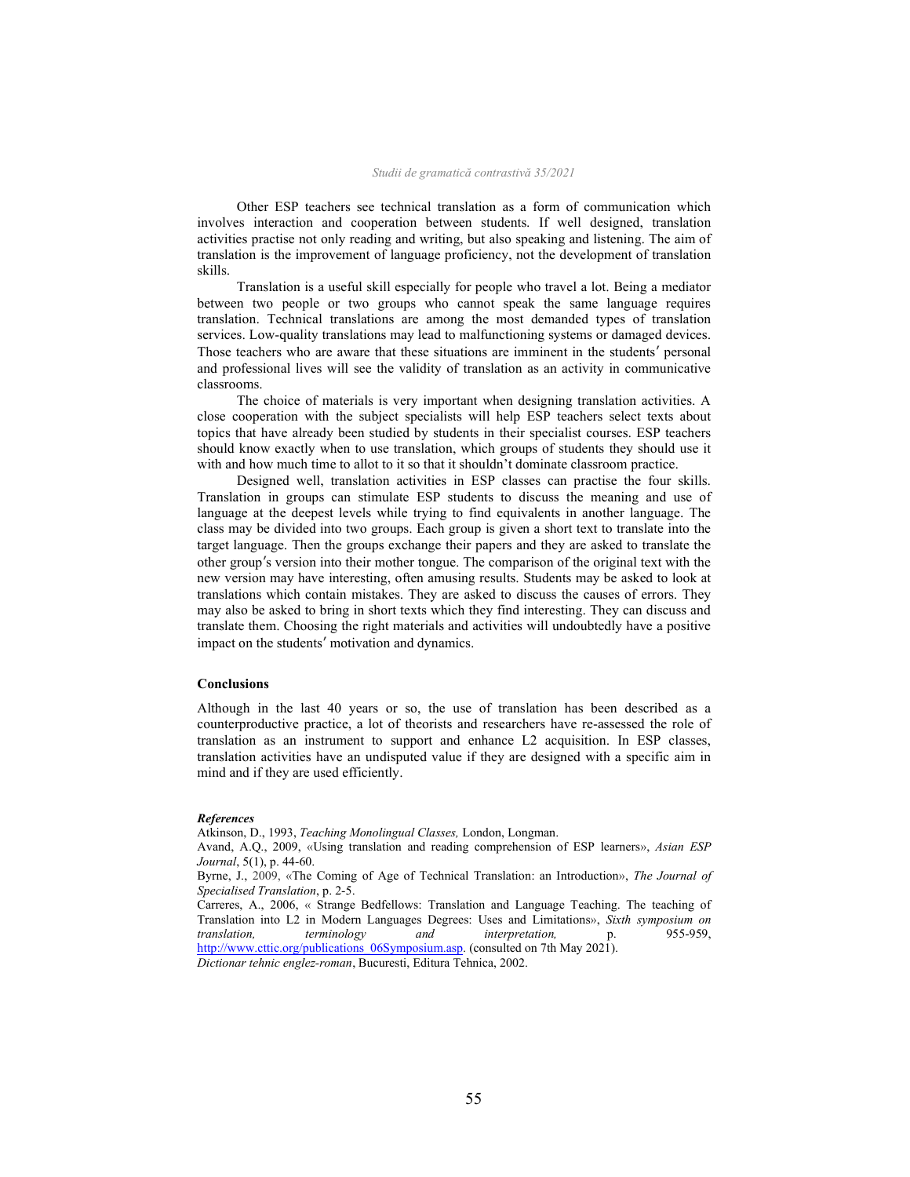Other ESP teachers see technical translation as a form of communication which involves interaction and cooperation between students. If well designed, translation activities practise not only reading and writing, but also speaking and listening. The aim of translation is the improvement of language proficiency, not the development of translation skills.

Translation is a useful skill especially for people who travel a lot. Being a mediator between two people or two groups who cannot speak the same language requires translation. Technical translations are among the most demanded types of translation services. Low-quality translations may lead to malfunctioning systems or damaged devices. Those teachers who are aware that these situations are imminent in the students′ personal and professional lives will see the validity of translation as an activity in communicative classrooms.

The choice of materials is very important when designing translation activities. A close cooperation with the subject specialists will help ESP teachers select texts about topics that have already been studied by students in their specialist courses. ESP teachers should know exactly when to use translation, which groups of students they should use it with and how much time to allot to it so that it shouldn't dominate classroom practice.

Designed well, translation activities in ESP classes can practise the four skills. Translation in groups can stimulate ESP students to discuss the meaning and use of language at the deepest levels while trying to find equivalents in another language. The class may be divided into two groups. Each group is given a short text to translate into the target language. Then the groups exchange their papers and they are asked to translate the other group′s version into their mother tongue. The comparison of the original text with the new version may have interesting, often amusing results. Students may be asked to look at translations which contain mistakes. They are asked to discuss the causes of errors. They may also be asked to bring in short texts which they find interesting. They can discuss and translate them. Choosing the right materials and activities will undoubtedly have a positive impact on the students′ motivation and dynamics.

**Conclusions**

Although in the last 40 years or so, the use of translation has been described as a counterproductive practice, a lot of theorists and researchers have re-assessed the role of translation as an instrument to support and enhance L2 acquisition. In ESP classes, translation activities have an undisputed value if they are designed with a specific aim in mind and if they are used efficiently.

***References***

Atkinson, D., 1993, *Teaching Monolingual Classes,* London, Longman.

Avand, A.Q., 2009, «Using translation and reading comprehension of ESP learners», *Asian ESP Journal*, 5(1), p. 44-60.

Byrne, J., 2009, «The Coming of Age of Technical Translation: an Introduction», *The Journal of Specialised Translation*, p. 2-5.

Carreres, A., 2006, « Strange Bedfellows: Translation and Language Teaching. The teaching of Translation into L2 in Modern Languages Degrees: Uses and Limitations», *Sixth symposium on translation, terminology and interpretation,* p. 955-959, http://www.cttic.org/publications_06Symposium.asp. (consulted on 7th May 2021).

*Dictionar tehnic englez-roman*, Bucuresti, Editura Tehnica, 2002.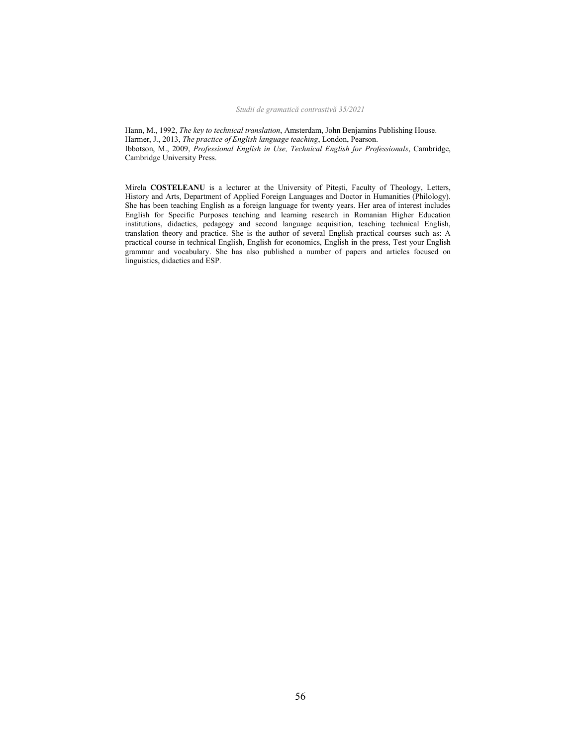Hann, M., 1992, *The key to technical translation*, Amsterdam, John Benjamins Publishing House.
Harmer, J., 2013, *The practice of English language teaching*, London, Pearson.
Ibbotson, M., 2009, *Professional English in Use, Technical English for Professionals*, Cambridge, Cambridge University Press.

Mirela **COSTELEANU** is a lecturer at the University of Pitești, Faculty of Theology, Letters, History and Arts, Department of Applied Foreign Languages and Doctor in Humanities (Philology). She has been teaching English as a foreign language for twenty years. Her area of interest includes English for Specific Purposes teaching and learning research in Romanian Higher Education institutions, didactics, pedagogy and second language acquisition, teaching technical English, translation theory and practice. She is the author of several English practical courses such as: A practical course in technical English, English for economics, English in the press, Test your English grammar and vocabulary. She has also published a number of papers and articles focused on linguistics, didactics and ESP.